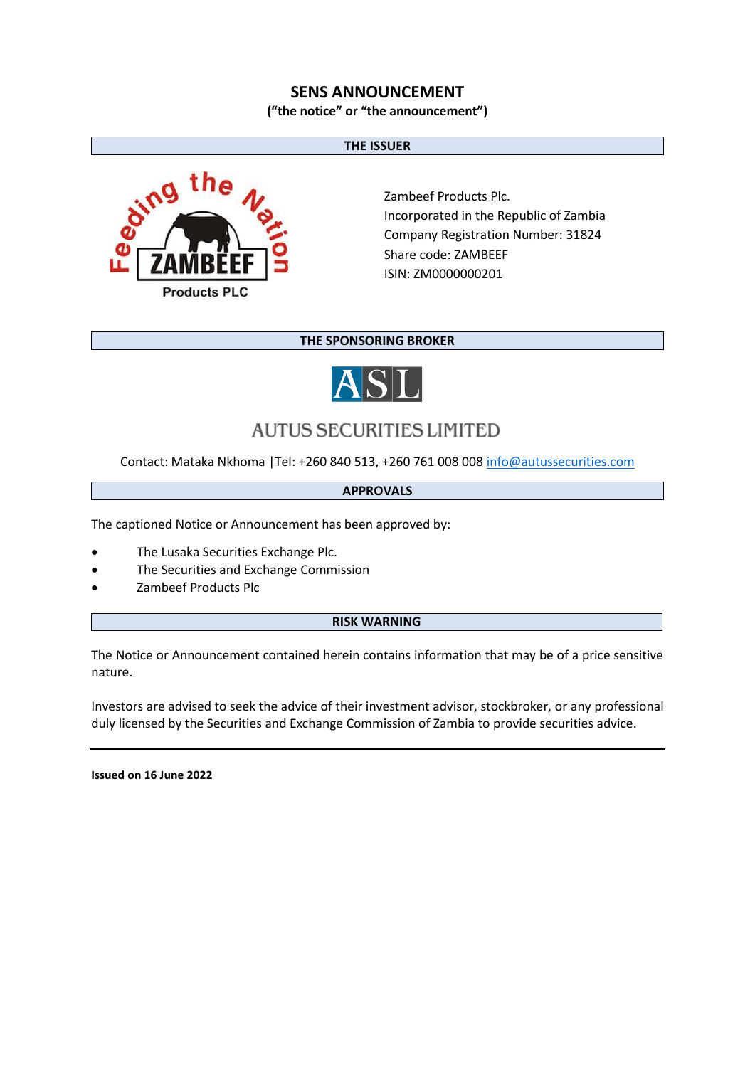# SENS ANNOUNCEMENT

**("the notice" or "the announcement")**

## THE ISSUER

Zambeef Products Plc.
Incorporated in the Republic of Zambia
Company Registration Number: 31824
Share code: ZAMBEEF
ISIN: ZM0000000201

## THE SPONSORING BROKER

AUTUS SECURITIES LIMITED

Contact: Mataka Nkhoma |Tel: +260 840 513, +260 761 008 008 info@autussecurities.com

## APPROVALS

The captioned Notice or Announcement has been approved by:

- The Lusaka Securities Exchange Plc.
- The Securities and Exchange Commission
- Zambeef Products Plc

## RISK WARNING

The Notice or Announcement contained herein contains information that may be of a price sensitive nature.

Investors are advised to seek the advice of their investment advisor, stockbroker, or any professional duly licensed by the Securities and Exchange Commission of Zambia to provide securities advice.

---

**Issued on 16 June 2022**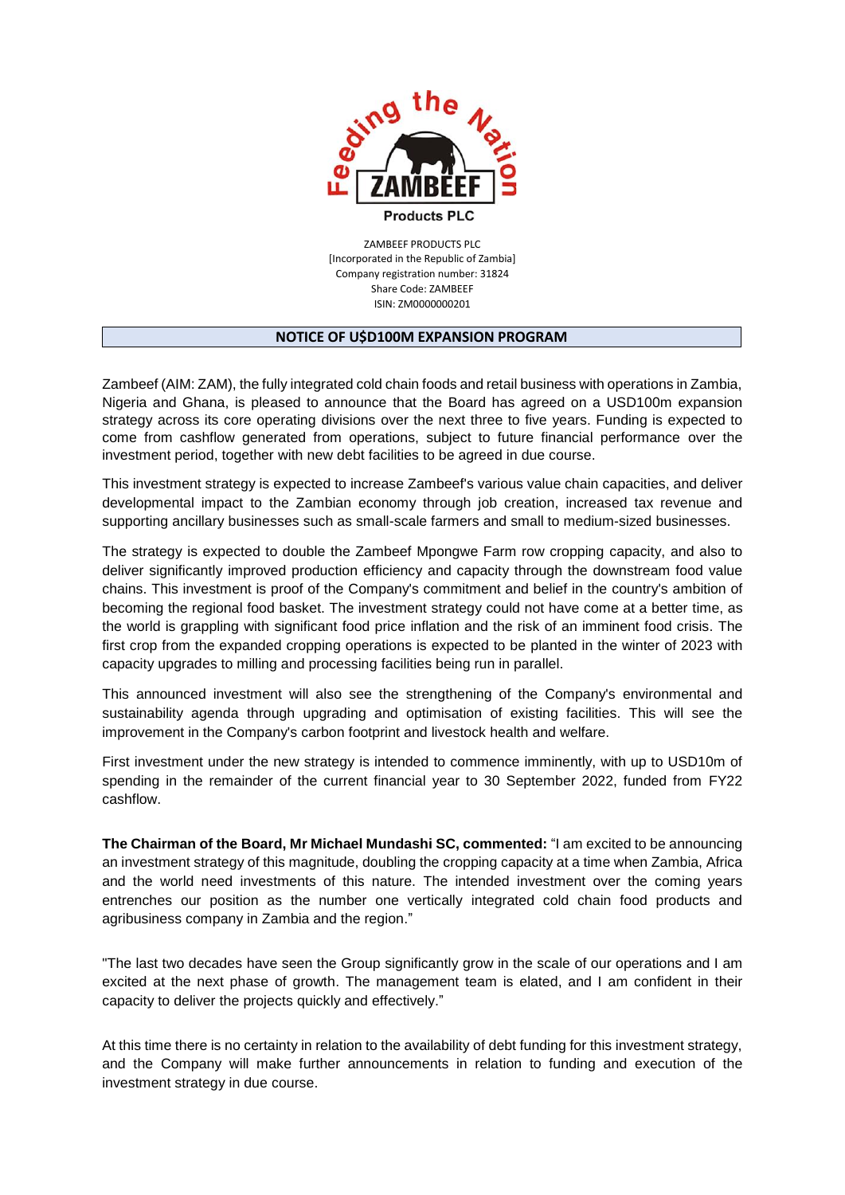ZAMBEEF PRODUCTS PLC
[Incorporated in the Republic of Zambia]
Company registration number: 31824
Share Code: ZAMBEEF
ISIN: ZM0000000201

## NOTICE OF U$D100M EXPANSION PROGRAM

Zambeef (AIM: ZAM), the fully integrated cold chain foods and retail business with operations in Zambia, Nigeria and Ghana, is pleased to announce that the Board has agreed on a USD100m expansion strategy across its core operating divisions over the next three to five years. Funding is expected to come from cashflow generated from operations, subject to future financial performance over the investment period, together with new debt facilities to be agreed in due course.

This investment strategy is expected to increase Zambeef's various value chain capacities, and deliver developmental impact to the Zambian economy through job creation, increased tax revenue and supporting ancillary businesses such as small-scale farmers and small to medium-sized businesses.

The strategy is expected to double the Zambeef Mpongwe Farm row cropping capacity, and also to deliver significantly improved production efficiency and capacity through the downstream food value chains. This investment is proof of the Company's commitment and belief in the country's ambition of becoming the regional food basket. The investment strategy could not have come at a better time, as the world is grappling with significant food price inflation and the risk of an imminent food crisis. The first crop from the expanded cropping operations is expected to be planted in the winter of 2023 with capacity upgrades to milling and processing facilities being run in parallel.

This announced investment will also see the strengthening of the Company's environmental and sustainability agenda through upgrading and optimisation of existing facilities. This will see the improvement in the Company's carbon footprint and livestock health and welfare.

First investment under the new strategy is intended to commence imminently, with up to USD10m of spending in the remainder of the current financial year to 30 September 2022, funded from FY22 cashflow.

**The Chairman of the Board, Mr Michael Mundashi SC, commented:** "I am excited to be announcing an investment strategy of this magnitude, doubling the cropping capacity at a time when Zambia, Africa and the world need investments of this nature. The intended investment over the coming years entrenches our position as the number one vertically integrated cold chain food products and agribusiness company in Zambia and the region."

"The last two decades have seen the Group significantly grow in the scale of our operations and I am excited at the next phase of growth. The management team is elated, and I am confident in their capacity to deliver the projects quickly and effectively."

At this time there is no certainty in relation to the availability of debt funding for this investment strategy, and the Company will make further announcements in relation to funding and execution of the investment strategy in due course.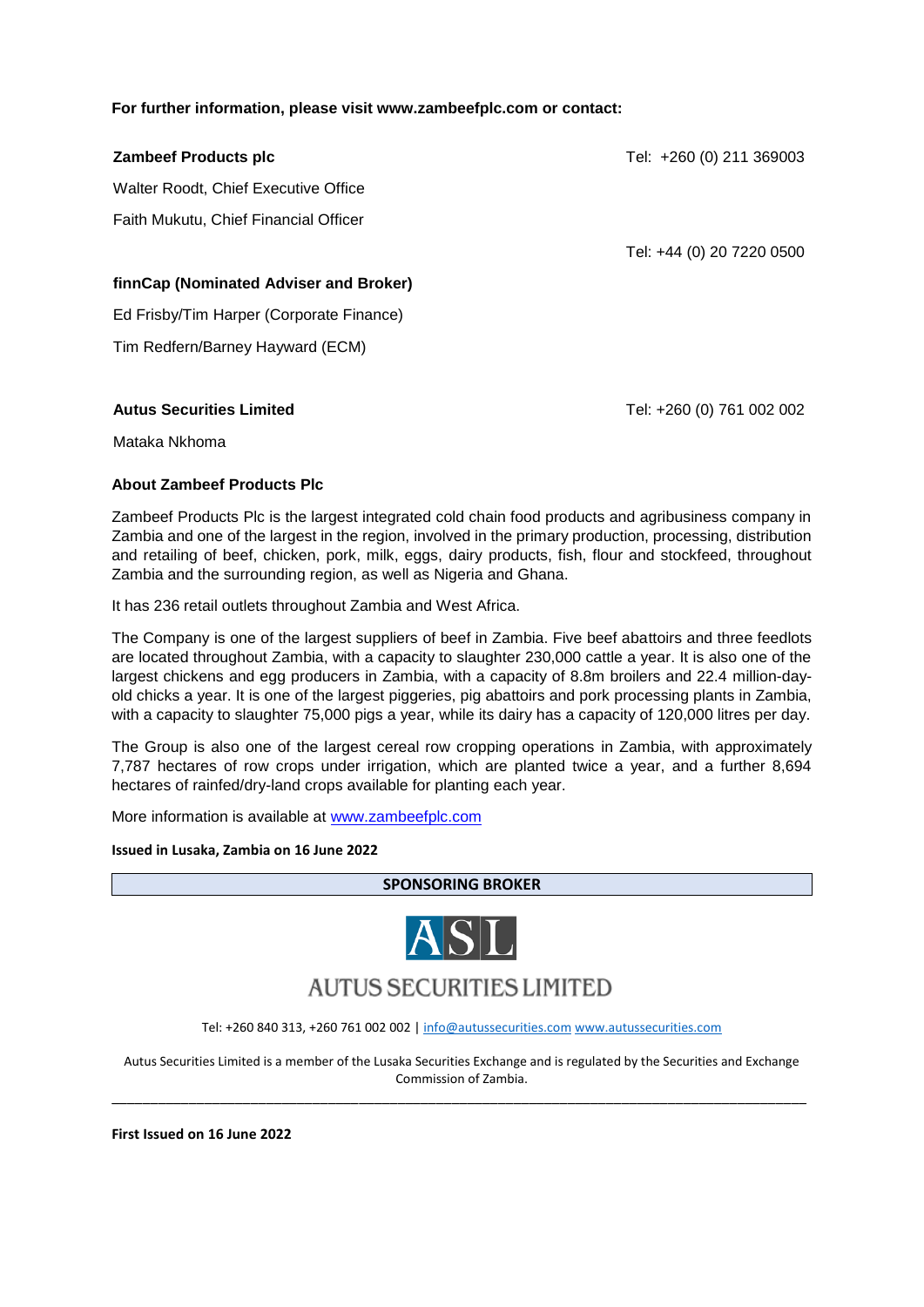**For further information, please visit www.zambeefplc.com or contact:**

**Zambeef Products plc** Tel: +260 (0) 211 369003

Walter Roodt, Chief Executive Office

Faith Mukutu, Chief Financial Officer

Tel: +44 (0) 20 7220 0500

**finnCap (Nominated Adviser and Broker)**

Ed Frisby/Tim Harper (Corporate Finance)

Tim Redfern/Barney Hayward (ECM)

**Autus Securities Limited** Tel: +260 (0) 761 002 002

Mataka Nkhoma

**About Zambeef Products Plc**

Zambeef Products Plc is the largest integrated cold chain food products and agribusiness company in Zambia and one of the largest in the region, involved in the primary production, processing, distribution and retailing of beef, chicken, pork, milk, eggs, dairy products, fish, flour and stockfeed, throughout Zambia and the surrounding region, as well as Nigeria and Ghana.

It has 236 retail outlets throughout Zambia and West Africa.

The Company is one of the largest suppliers of beef in Zambia. Five beef abattoirs and three feedlots are located throughout Zambia, with a capacity to slaughter 230,000 cattle a year. It is also one of the largest chickens and egg producers in Zambia, with a capacity of 8.8m broilers and 22.4 million-day-old chicks a year. It is one of the largest piggeries, pig abattoirs and pork processing plants in Zambia, with a capacity to slaughter 75,000 pigs a year, while its dairy has a capacity of 120,000 litres per day.

The Group is also one of the largest cereal row cropping operations in Zambia, with approximately 7,787 hectares of row crops under irrigation, which are planted twice a year, and a further 8,694 hectares of rainfed/dry-land crops available for planting each year.

More information is available at www.zambeefplc.com

**Issued in Lusaka, Zambia on 16 June 2022**

**SPONSORING BROKER**

ASL

AUTUS SECURITIES LIMITED

Tel: +260 840 313, +260 761 002 002 | info@autussecurities.com www.autussecurities.com

Autus Securities Limited is a member of the Lusaka Securities Exchange and is regulated by the Securities and Exchange Commission of Zambia.

**First Issued on 16 June 2022**